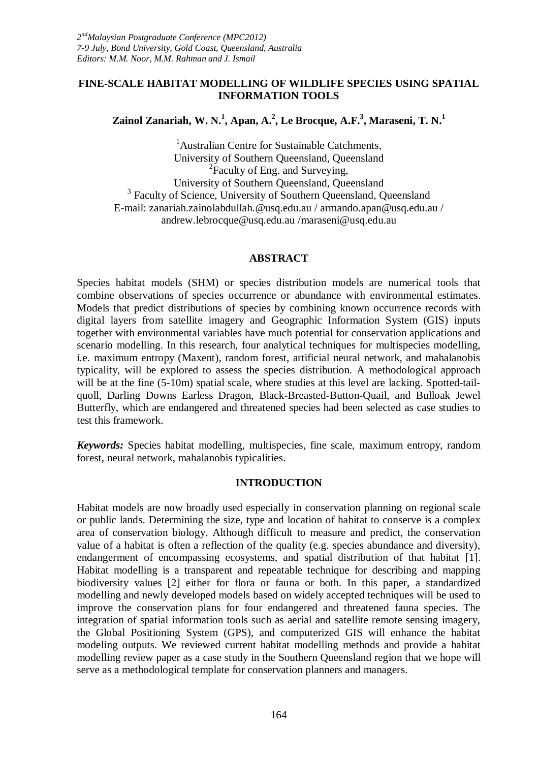*2nd Malaysian Postgraduate Conference (MPC2012)*
*7-9 July, Bond University, Gold Coast, Queensland, Australia*
*Editors: M.M. Noor, M.M. Rahman and J. Ismail*

# FINE-SCALE HABITAT MODELLING OF WILDLIFE SPECIES USING SPATIAL INFORMATION TOOLS

**Zainol Zanariah, W. N.[1], Apan, A.[2], Le Brocque, A.F.[3], Maraseni, T. N.[1]**

[1]Australian Centre for Sustainable Catchments,
University of Southern Queensland, Queensland
[2]Faculty of Eng. and Surveying,
University of Southern Queensland, Queensland
[3] Faculty of Science, University of Southern Queensland, Queensland
E-mail: zanariah.zainolabdullah.@usq.edu.au / armando.apan@usq.edu.au / andrew.lebrocque@usq.edu.au /maraseni@usq.edu.au

## ABSTRACT

Species habitat models (SHM) or species distribution models are numerical tools that combine observations of species occurrence or abundance with environmental estimates. Models that predict distributions of species by combining known occurrence records with digital layers from satellite imagery and Geographic Information System (GIS) inputs together with environmental variables have much potential for conservation applications and scenario modelling. In this research, four analytical techniques for multispecies modelling, i.e. maximum entropy (Maxent), random forest, artificial neural network, and mahalanobis typicality, will be explored to assess the species distribution. A methodological approach will be at the fine (5-10m) spatial scale, where studies at this level are lacking. Spotted-tail-quoll, Darling Downs Earless Dragon, Black-Breasted-Button-Quail, and Bulloak Jewel Butterfly, which are endangered and threatened species had been selected as case studies to test this framework.

***Keywords:*** Species habitat modelling, multispecies, fine scale, maximum entropy, random forest, neural network, mahalanobis typicalities.

## INTRODUCTION

Habitat models are now broadly used especially in conservation planning on regional scale or public lands. Determining the size, type and location of habitat to conserve is a complex area of conservation biology. Although difficult to measure and predict, the conservation value of a habitat is often a reflection of the quality (e.g. species abundance and diversity), endangerment of encompassing ecosystems, and spatial distribution of that habitat [1]. Habitat modelling is a transparent and repeatable technique for describing and mapping biodiversity values [2] either for flora or fauna or both. In this paper, a standardized modelling and newly developed models based on widely accepted techniques will be used to improve the conservation plans for four endangered and threatened fauna species. The integration of spatial information tools such as aerial and satellite remote sensing imagery, the Global Positioning System (GPS), and computerized GIS will enhance the habitat modeling outputs. We reviewed current habitat modelling methods and provide a habitat modelling review paper as a case study in the Southern Queensland region that we hope will serve as a methodological template for conservation planners and managers.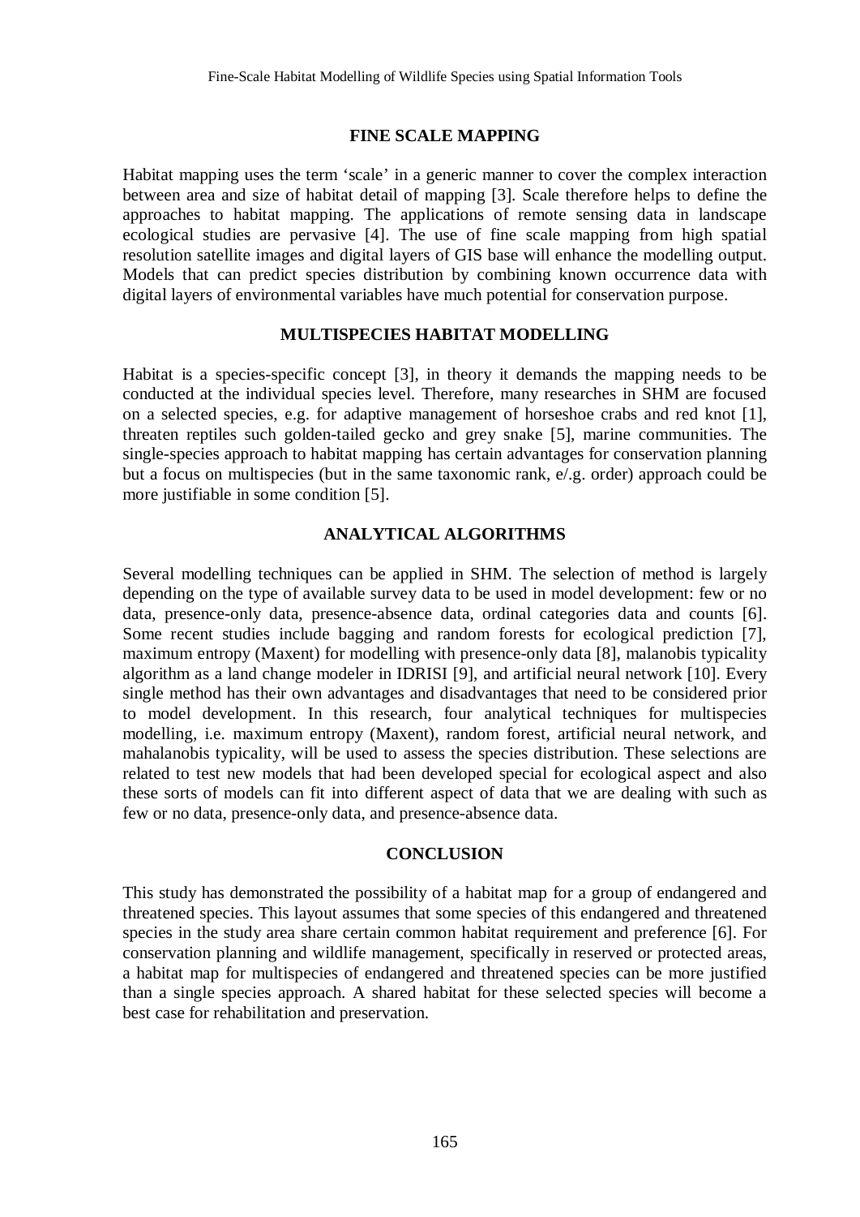## FINE SCALE MAPPING

Habitat mapping uses the term 'scale' in a generic manner to cover the complex interaction between area and size of habitat detail of mapping [3]. Scale therefore helps to define the approaches to habitat mapping. The applications of remote sensing data in landscape ecological studies are pervasive [4]. The use of fine scale mapping from high spatial resolution satellite images and digital layers of GIS base will enhance the modelling output. Models that can predict species distribution by combining known occurrence data with digital layers of environmental variables have much potential for conservation purpose.

## MULTISPECIES HABITAT MODELLING

Habitat is a species-specific concept [3], in theory it demands the mapping needs to be conducted at the individual species level. Therefore, many researches in SHM are focused on a selected species, e.g. for adaptive management of horseshoe crabs and red knot [1], threaten reptiles such golden-tailed gecko and grey snake [5], marine communities. The single-species approach to habitat mapping has certain advantages for conservation planning but a focus on multispecies (but in the same taxonomic rank, e/.g. order) approach could be more justifiable in some condition [5].

## ANALYTICAL ALGORITHMS

Several modelling techniques can be applied in SHM. The selection of method is largely depending on the type of available survey data to be used in model development: few or no data, presence-only data, presence-absence data, ordinal categories data and counts [6]. Some recent studies include bagging and random forests for ecological prediction [7], maximum entropy (Maxent) for modelling with presence-only data [8], malanobis typicality algorithm as a land change modeler in IDRISI [9], and artificial neural network [10]. Every single method has their own advantages and disadvantages that need to be considered prior to model development. In this research, four analytical techniques for multispecies modelling, i.e. maximum entropy (Maxent), random forest, artificial neural network, and mahalanobis typicality, will be used to assess the species distribution. These selections are related to test new models that had been developed special for ecological aspect and also these sorts of models can fit into different aspect of data that we are dealing with such as few or no data, presence-only data, and presence-absence data.

## CONCLUSION

This study has demonstrated the possibility of a habitat map for a group of endangered and threatened species. This layout assumes that some species of this endangered and threatened species in the study area share certain common habitat requirement and preference [6]. For conservation planning and wildlife management, specifically in reserved or protected areas, a habitat map for multispecies of endangered and threatened species can be more justified than a single species approach. A shared habitat for these selected species will become a best case for rehabilitation and preservation.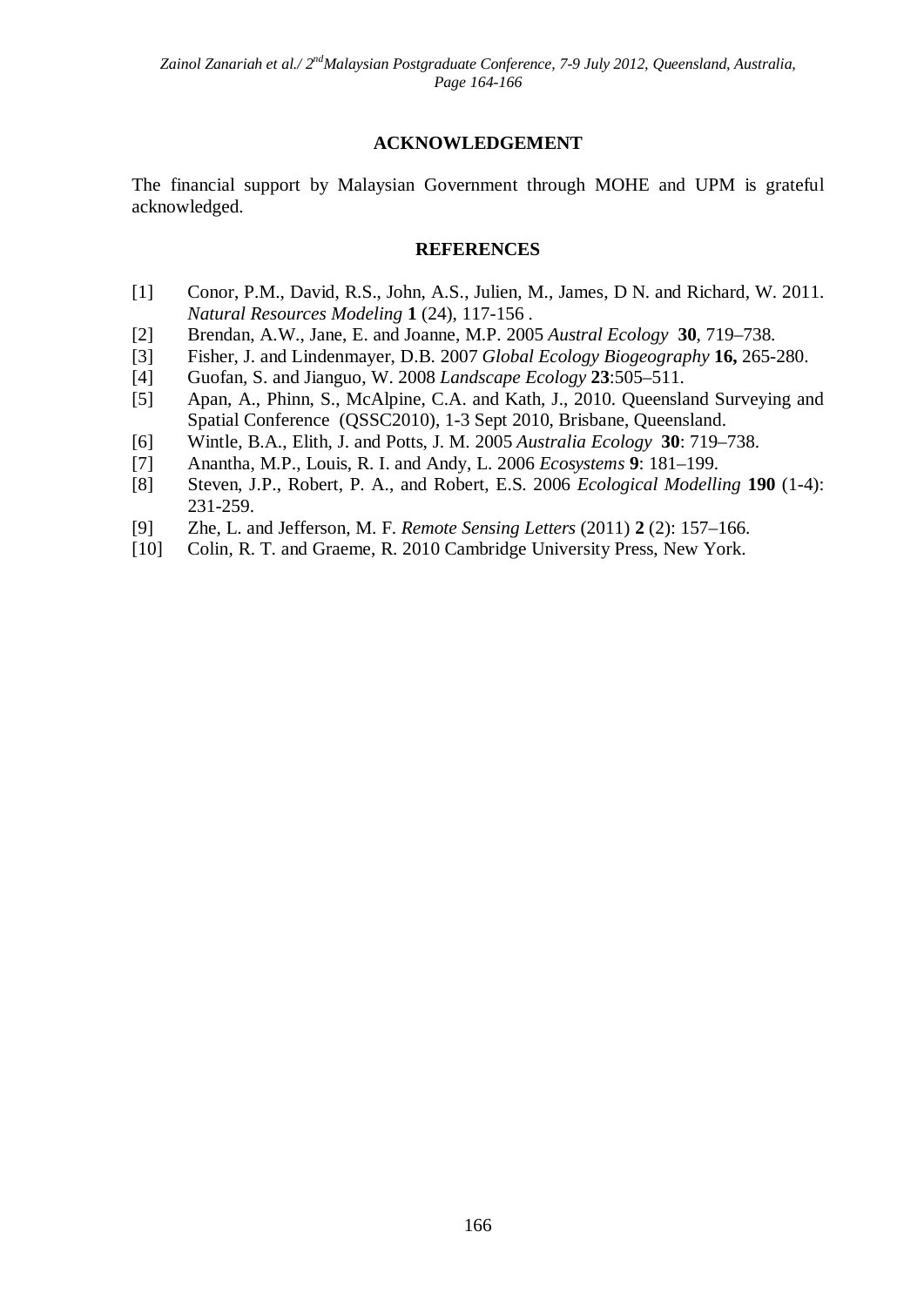## ACKNOWLEDGEMENT

The financial support by Malaysian Government through MOHE and UPM is grateful acknowledged.

## REFERENCES

[1] Conor, P.M., David, R.S., John, A.S., Julien, M., James, D N. and Richard, W. 2011. *Natural Resources Modeling* **1** (24), 117-156 .

[2] Brendan, A.W., Jane, E. and Joanne, M.P. 2005 *Austral Ecology* **30**, 719–738.

[3] Fisher, J. and Lindenmayer, D.B. 2007 *Global Ecology Biogeography* **16,** 265-280.

[4] Guofan, S. and Jianguo, W. 2008 *Landscape Ecology* **23**:505–511.

[5] Apan, A., Phinn, S., McAlpine, C.A. and Kath, J., 2010. Queensland Surveying and Spatial Conference (QSSC2010), 1-3 Sept 2010, Brisbane, Queensland.

[6] Wintle, B.A., Elith, J. and Potts, J. M. 2005 *Australia Ecology* **30**: 719–738.

[7] Anantha, M.P., Louis, R. I. and Andy, L. 2006 *Ecosystems* **9**: 181–199.

[8] Steven, J.P., Robert, P. A., and Robert, E.S. 2006 *Ecological Modelling* **190** (1-4): 231-259.

[9] Zhe, L. and Jefferson, M. F. *Remote Sensing Letters* (2011) **2** (2): 157–166.

[10] Colin, R. T. and Graeme, R. 2010 Cambridge University Press, New York.